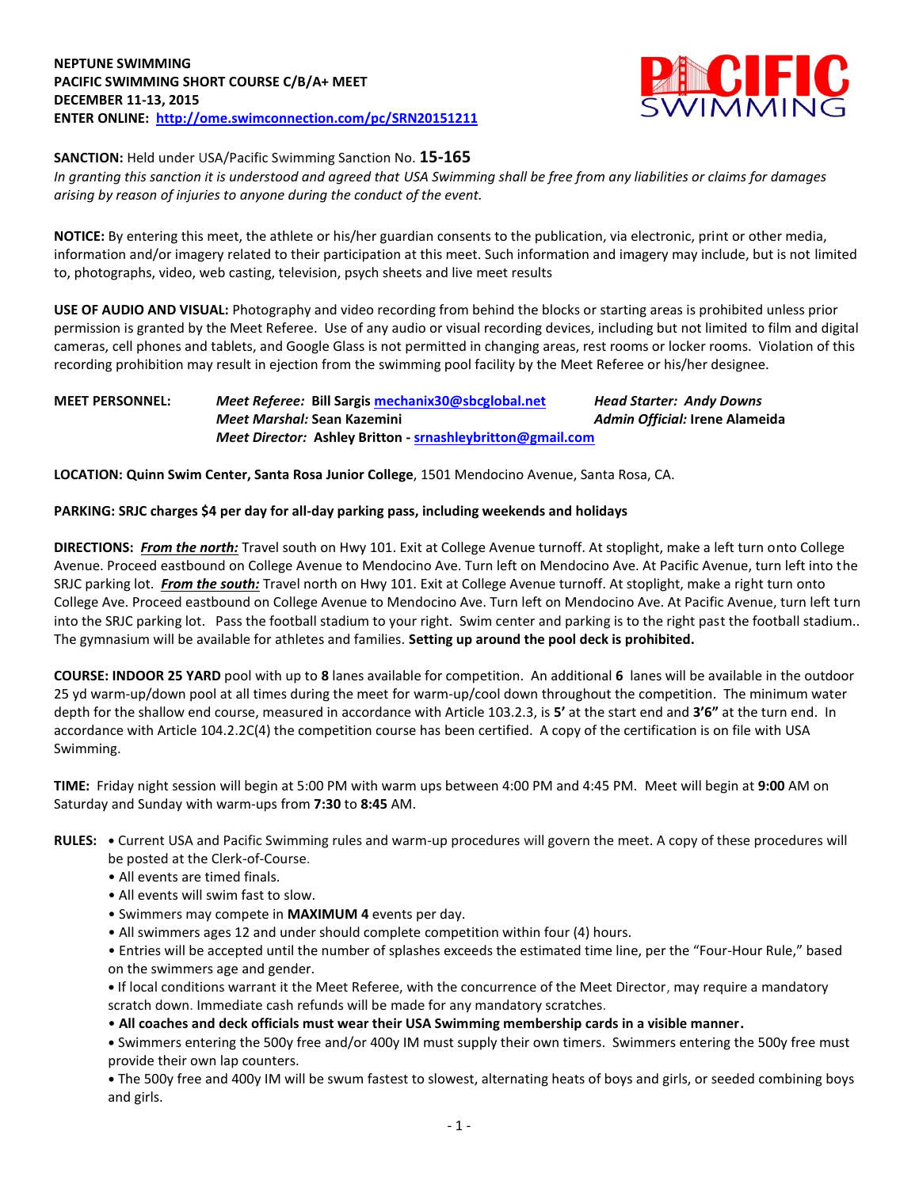**NEPTUNE SWIMMING**
**PACIFIC SWIMMING SHORT COURSE C/B/A+ MEET**
**DECEMBER 11-13, 2015**
**ENTER ONLINE: http://ome.swimconnection.com/pc/SRN20151211**

**SANCTION:** Held under USA/Pacific Swimming Sanction No. **15-165**
*In granting this sanction it is understood and agreed that USA Swimming shall be free from any liabilities or claims for damages arising by reason of injuries to anyone during the conduct of the event.*

**NOTICE:** By entering this meet, the athlete or his/her guardian consents to the publication, via electronic, print or other media, information and/or imagery related to their participation at this meet. Such information and imagery may include, but is not limited to, photographs, video, web casting, television, psych sheets and live meet results

**USE OF AUDIO AND VISUAL:** Photography and video recording from behind the blocks or starting areas is prohibited unless prior permission is granted by the Meet Referee. Use of any audio or visual recording devices, including but not limited to film and digital cameras, cell phones and tablets, and Google Glass is not permitted in changing areas, rest rooms or locker rooms. Violation of this recording prohibition may result in ejection from the swimming pool facility by the Meet Referee or his/her designee.

**MEET PERSONNEL:**
*Meet Referee:* **Bill Sargis mechanix30@sbcglobal.net**
*Head Starter: Andy Downs*
*Meet Marshal:* Sean Kazemini
*Admin Official:* Irene Alameida
*Meet Director:* **Ashley Britton - srnashleybritton@gmail.com**

**LOCATION: Quinn Swim Center, Santa Rosa Junior College**, 1501 Mendocino Avenue, Santa Rosa, CA.

**PARKING: SRJC charges $4 per day for all-day parking pass, including weekends and holidays**

**DIRECTIONS:** ***From the north:*** Travel south on Hwy 101. Exit at College Avenue turnoff. At stoplight, make a left turn onto College Avenue. Proceed eastbound on College Avenue to Mendocino Ave. Turn left on Mendocino Ave. At Pacific Avenue, turn left into the SRJC parking lot. ***From the south:*** Travel north on Hwy 101. Exit at College Avenue turnoff. At stoplight, make a right turn onto College Ave. Proceed eastbound on College Avenue to Mendocino Ave. Turn left on Mendocino Ave. At Pacific Avenue, turn left turn into the SRJC parking lot. Pass the football stadium to your right. Swim center and parking is to the right past the football stadium.. The gymnasium will be available for athletes and families. **Setting up around the pool deck is prohibited.**

**COURSE: INDOOR 25 YARD** pool with up to **8** lanes available for competition. An additional **6** lanes will be available in the outdoor 25 yd warm-up/down pool at all times during the meet for warm-up/cool down throughout the competition. The minimum water depth for the shallow end course, measured in accordance with Article 103.2.3, is **5'** at the start end and **3'6"** at the turn end. In accordance with Article 104.2.2C(4) the competition course has been certified. A copy of the certification is on file with USA Swimming.

**TIME:** Friday night session will begin at 5:00 PM with warm ups between 4:00 PM and 4:45 PM. Meet will begin at **9:00** AM on Saturday and Sunday with warm-ups from **7:30** to **8:45** AM.

**RULES:**
- Current USA and Pacific Swimming rules and warm-up procedures will govern the meet. A copy of these procedures will be posted at the Clerk-of-Course.
- All events are timed finals.
- All events will swim fast to slow.
- Swimmers may compete in **MAXIMUM 4** events per day.
- All swimmers ages 12 and under should complete competition within four (4) hours.
- Entries will be accepted until the number of splashes exceeds the estimated time line, per the "Four-Hour Rule," based on the swimmers age and gender.
- If local conditions warrant it the Meet Referee, with the concurrence of the Meet Director, may require a mandatory scratch down. Immediate cash refunds will be made for any mandatory scratches.
- **All coaches and deck officials must wear their USA Swimming membership cards in a visible manner.**
- Swimmers entering the 500y free and/or 400y IM must supply their own timers. Swimmers entering the 500y free must provide their own lap counters.
- The 500y free and 400y IM will be swum fastest to slowest, alternating heats of boys and girls, or seeded combining boys and girls.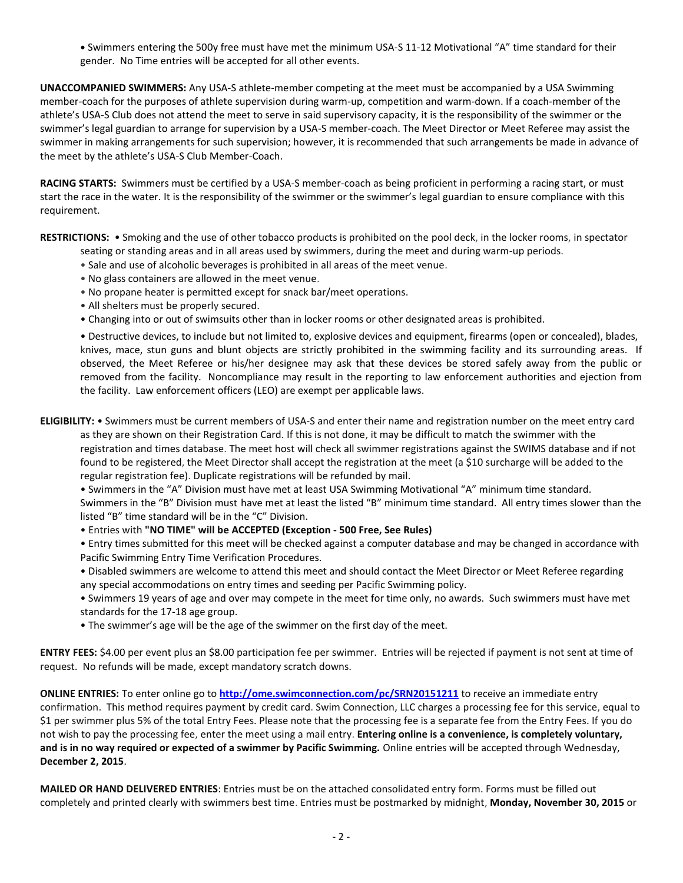• Swimmers entering the 500y free must have met the minimum USA-S 11-12 Motivational "A" time standard for their gender. No Time entries will be accepted for all other events.

**UNACCOMPANIED SWIMMERS:** Any USA-S athlete-member competing at the meet must be accompanied by a USA Swimming member-coach for the purposes of athlete supervision during warm-up, competition and warm-down. If a coach-member of the athlete's USA-S Club does not attend the meet to serve in said supervisory capacity, it is the responsibility of the swimmer or the swimmer's legal guardian to arrange for supervision by a USA-S member-coach. The Meet Director or Meet Referee may assist the swimmer in making arrangements for such supervision; however, it is recommended that such arrangements be made in advance of the meet by the athlete's USA-S Club Member-Coach.

**RACING STARTS:** Swimmers must be certified by a USA-S member-coach as being proficient in performing a racing start, or must start the race in the water. It is the responsibility of the swimmer or the swimmer's legal guardian to ensure compliance with this requirement.

**RESTRICTIONS:** • Smoking and the use of other tobacco products is prohibited on the pool deck, in the locker rooms, in spectator seating or standing areas and in all areas used by swimmers, during the meet and during warm-up periods.

• Sale and use of alcoholic beverages is prohibited in all areas of the meet venue.

• No glass containers are allowed in the meet venue.

• No propane heater is permitted except for snack bar/meet operations.

• All shelters must be properly secured.

• Changing into or out of swimsuits other than in locker rooms or other designated areas is prohibited.

• Destructive devices, to include but not limited to, explosive devices and equipment, firearms (open or concealed), blades, knives, mace, stun guns and blunt objects are strictly prohibited in the swimming facility and its surrounding areas. If observed, the Meet Referee or his/her designee may ask that these devices be stored safely away from the public or removed from the facility. Noncompliance may result in the reporting to law enforcement authorities and ejection from the facility. Law enforcement officers (LEO) are exempt per applicable laws.

**ELIGIBILITY:** • Swimmers must be current members of USA-S and enter their name and registration number on the meet entry card as they are shown on their Registration Card. If this is not done, it may be difficult to match the swimmer with the registration and times database. The meet host will check all swimmer registrations against the SWIMS database and if not found to be registered, the Meet Director shall accept the registration at the meet (a $10 surcharge will be added to the regular registration fee). Duplicate registrations will be refunded by mail.

• Swimmers in the "A" Division must have met at least USA Swimming Motivational "A" minimum time standard. Swimmers in the "B" Division must have met at least the listed "B" minimum time standard. All entry times slower than the listed "B" time standard will be in the "C" Division.

• Entries with **"NO TIME" will be ACCEPTED (Exception - 500 Free, See Rules)**

• Entry times submitted for this meet will be checked against a computer database and may be changed in accordance with Pacific Swimming Entry Time Verification Procedures.

• Disabled swimmers are welcome to attend this meet and should contact the Meet Director or Meet Referee regarding any special accommodations on entry times and seeding per Pacific Swimming policy.

• Swimmers 19 years of age and over may compete in the meet for time only, no awards. Such swimmers must have met standards for the 17-18 age group.

• The swimmer's age will be the age of the swimmer on the first day of the meet.

**ENTRY FEES:** $4.00 per event plus an $8.00 participation fee per swimmer. Entries will be rejected if payment is not sent at time of request. No refunds will be made, except mandatory scratch downs.

**ONLINE ENTRIES:** To enter online go to **http://ome.swimconnection.com/pc/SRN20151211** to receive an immediate entry confirmation. This method requires payment by credit card. Swim Connection, LLC charges a processing fee for this service, equal to $1 per swimmer plus 5% of the total Entry Fees. Please note that the processing fee is a separate fee from the Entry Fees. If you do not wish to pay the processing fee, enter the meet using a mail entry. **Entering online is a convenience, is completely voluntary, and is in no way required or expected of a swimmer by Pacific Swimming.** Online entries will be accepted through Wednesday, **December 2, 2015**.

**MAILED OR HAND DELIVERED ENTRIES**: Entries must be on the attached consolidated entry form. Forms must be filled out completely and printed clearly with swimmers best time. Entries must be postmarked by midnight, **Monday, November 30, 2015** or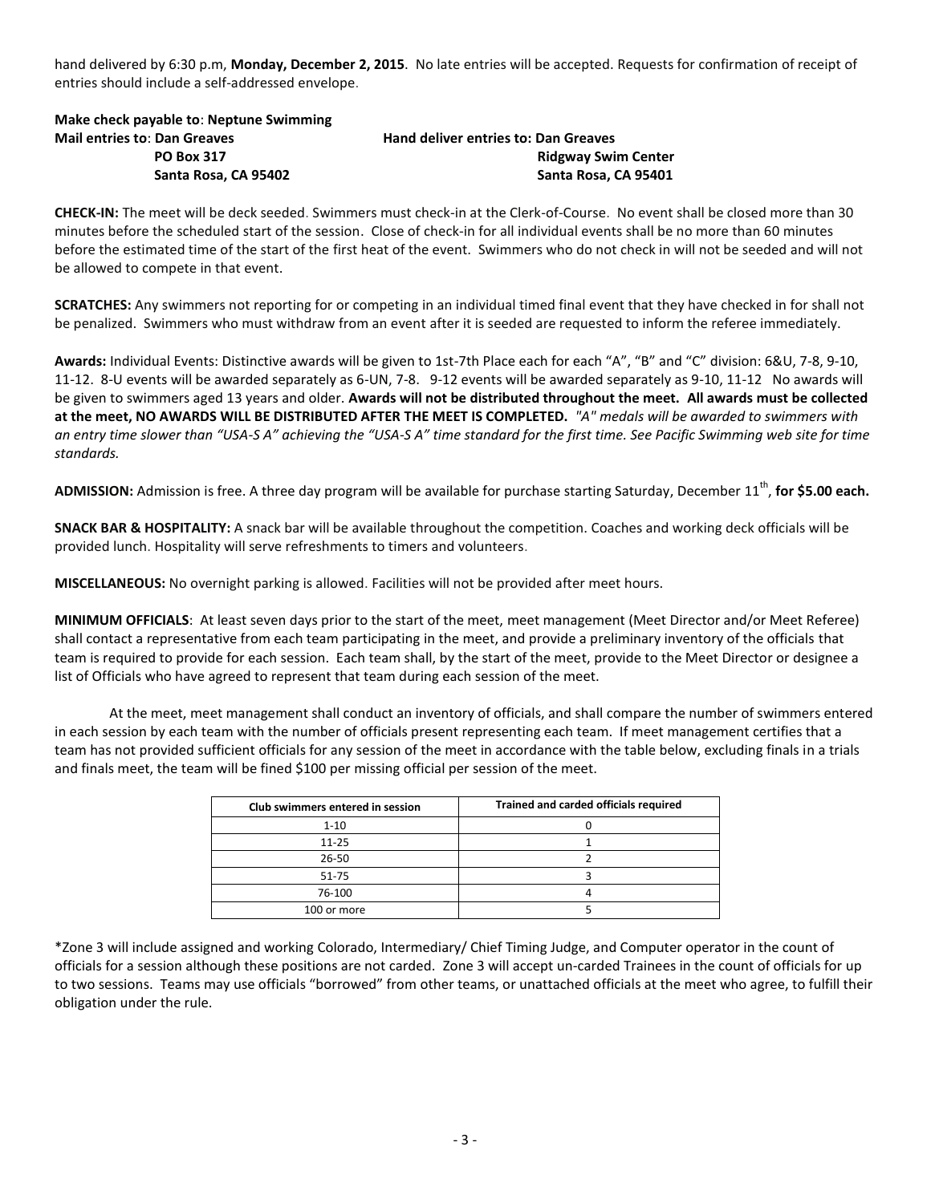hand delivered by 6:30 p.m, **Monday, December 2, 2015**. No late entries will be accepted. Requests for confirmation of receipt of entries should include a self-addressed envelope.

**Make check payable to**: **Neptune Swimming**

**Mail entries to**: **Dan Greaves**
**PO Box 317**
**Santa Rosa, CA 95402**

**Hand deliver entries to: Dan Greaves**
**Ridgway Swim Center**
**Santa Rosa, CA 95401**

**CHECK-IN:** The meet will be deck seeded. Swimmers must check-in at the Clerk-of-Course. No event shall be closed more than 30 minutes before the scheduled start of the session. Close of check-in for all individual events shall be no more than 60 minutes before the estimated time of the start of the first heat of the event. Swimmers who do not check in will not be seeded and will not be allowed to compete in that event.

**SCRATCHES:** Any swimmers not reporting for or competing in an individual timed final event that they have checked in for shall not be penalized. Swimmers who must withdraw from an event after it is seeded are requested to inform the referee immediately.

**Awards:** Individual Events: Distinctive awards will be given to 1st-7th Place each for each "A", "B" and "C" division: 6&U, 7-8, 9-10, 11-12. 8-U events will be awarded separately as 6-UN, 7-8. 9-12 events will be awarded separately as 9-10, 11-12 No awards will be given to swimmers aged 13 years and older. **Awards will not be distributed throughout the meet. All awards must be collected at the meet, NO AWARDS WILL BE DISTRIBUTED AFTER THE MEET IS COMPLETED.** *"A" medals will be awarded to swimmers with an entry time slower than "USA-S A" achieving the "USA-S A" time standard for the first time. See Pacific Swimming web site for time standards.*

**ADMISSION:** Admission is free. A three day program will be available for purchase starting Saturday, December 11th, **for $5.00 each.**

**SNACK BAR & HOSPITALITY:** A snack bar will be available throughout the competition. Coaches and working deck officials will be provided lunch. Hospitality will serve refreshments to timers and volunteers.

**MISCELLANEOUS:** No overnight parking is allowed. Facilities will not be provided after meet hours.

**MINIMUM OFFICIALS**: At least seven days prior to the start of the meet, meet management (Meet Director and/or Meet Referee) shall contact a representative from each team participating in the meet, and provide a preliminary inventory of the officials that team is required to provide for each session. Each team shall, by the start of the meet, provide to the Meet Director or designee a list of Officials who have agreed to represent that team during each session of the meet.

At the meet, meet management shall conduct an inventory of officials, and shall compare the number of swimmers entered in each session by each team with the number of officials present representing each team. If meet management certifies that a team has not provided sufficient officials for any session of the meet in accordance with the table below, excluding finals in a trials and finals meet, the team will be fined $100 per missing official per session of the meet.

| Club swimmers entered in session | Trained and carded officials required |
|---|---|
| 1-10 | 0 |
| 11-25 | 1 |
| 26-50 | 2 |
| 51-75 | 3 |
| 76-100 | 4 |
| 100 or more | 5 |

*Zone 3 will include assigned and working Colorado, Intermediary/ Chief Timing Judge, and Computer operator in the count of officials for a session although these positions are not carded. Zone 3 will accept un-carded Trainees in the count of officials for up to two sessions. Teams may use officials "borrowed" from other teams, or unattached officials at the meet who agree, to fulfill their obligation under the rule.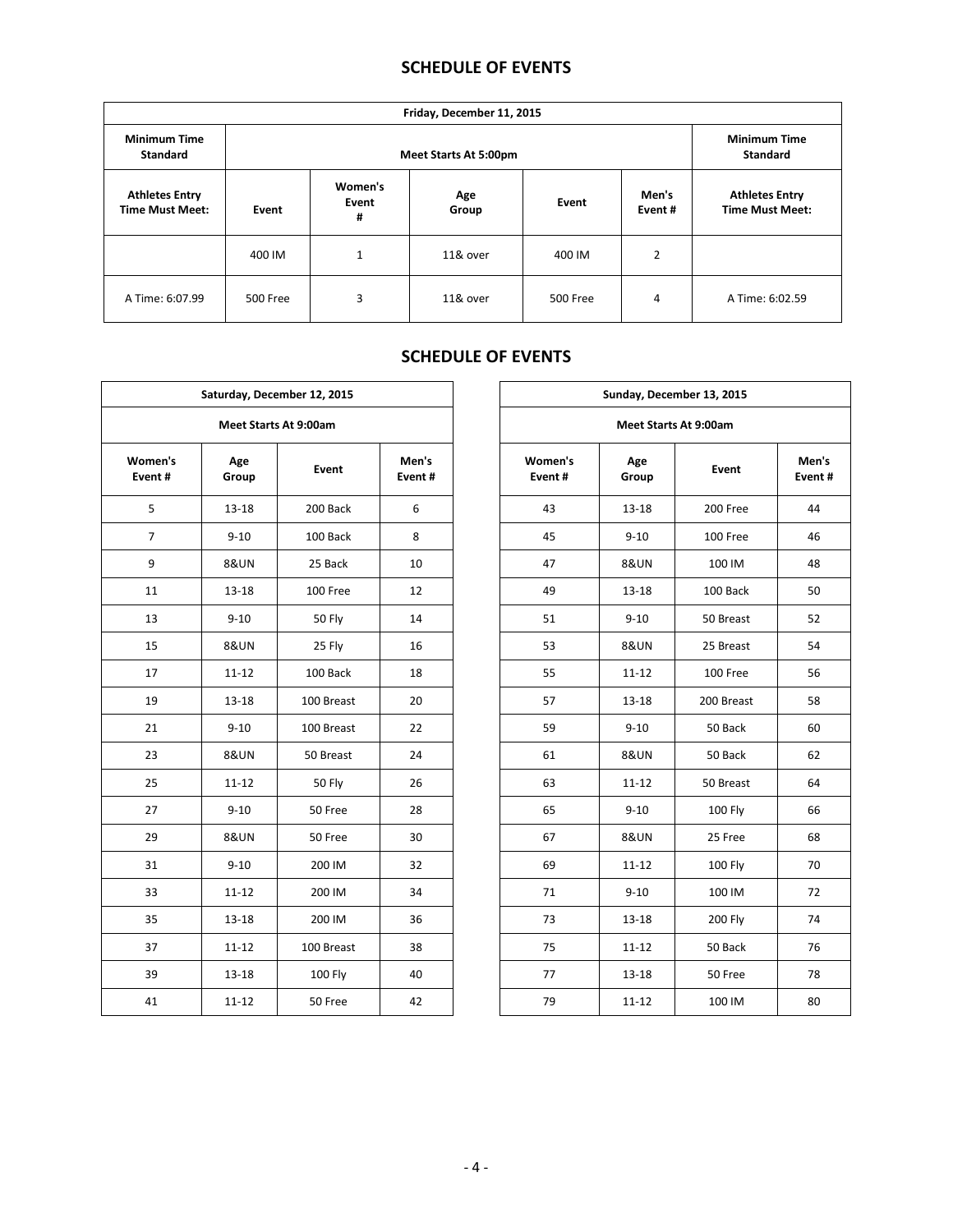## SCHEDULE OF EVENTS

| Friday, December 11, 2015 | | | | | | |
|---|---|---|---|---|---|---|
| Minimum Time Standard | Meet Starts At 5:00pm | | | | | Minimum Time Standard |
| Athletes Entry Time Must Meet: | Event | Women's Event # | Age Group | Event | Men's Event # | Athletes Entry Time Must Meet: |
| | 400 IM | 1 | 11& over | 400 IM | 2 | |
| A Time: 6:07.99 | 500 Free | 3 | 11& over | 500 Free | 4 | A Time: 6:02.59 |

## SCHEDULE OF EVENTS

| Saturday, December 12, 2015 | | | |
|---|---|---|---|
| Meet Starts At 9:00am | | | |
| Women's Event # | Age Group | Event | Men's Event # |
| 5 | 13-18 | 200 Back | 6 |
| 7 | 9-10 | 100 Back | 8 |
| 9 | 8&UN | 25 Back | 10 |
| 11 | 13-18 | 100 Free | 12 |
| 13 | 9-10 | 50 Fly | 14 |
| 15 | 8&UN | 25 Fly | 16 |
| 17 | 11-12 | 100 Back | 18 |
| 19 | 13-18 | 100 Breast | 20 |
| 21 | 9-10 | 100 Breast | 22 |
| 23 | 8&UN | 50 Breast | 24 |
| 25 | 11-12 | 50 Fly | 26 |
| 27 | 9-10 | 50 Free | 28 |
| 29 | 8&UN | 50 Free | 30 |
| 31 | 9-10 | 200 IM | 32 |
| 33 | 11-12 | 200 IM | 34 |
| 35 | 13-18 | 200 IM | 36 |
| 37 | 11-12 | 100 Breast | 38 |
| 39 | 13-18 | 100 Fly | 40 |
| 41 | 11-12 | 50 Free | 42 |

| Sunday, December 13, 2015 | | | |
|---|---|---|---|
| Meet Starts At 9:00am | | | |
| Women's Event # | Age Group | Event | Men's Event # |
| 43 | 13-18 | 200 Free | 44 |
| 45 | 9-10 | 100 Free | 46 |
| 47 | 8&UN | 100 IM | 48 |
| 49 | 13-18 | 100 Back | 50 |
| 51 | 9-10 | 50 Breast | 52 |
| 53 | 8&UN | 25 Breast | 54 |
| 55 | 11-12 | 100 Free | 56 |
| 57 | 13-18 | 200 Breast | 58 |
| 59 | 9-10 | 50 Back | 60 |
| 61 | 8&UN | 50 Back | 62 |
| 63 | 11-12 | 50 Breast | 64 |
| 65 | 9-10 | 100 Fly | 66 |
| 67 | 8&UN | 25 Free | 68 |
| 69 | 11-12 | 100 Fly | 70 |
| 71 | 9-10 | 100 IM | 72 |
| 73 | 13-18 | 200 Fly | 74 |
| 75 | 11-12 | 50 Back | 76 |
| 77 | 13-18 | 50 Free | 78 |
| 79 | 11-12 | 100 IM | 80 |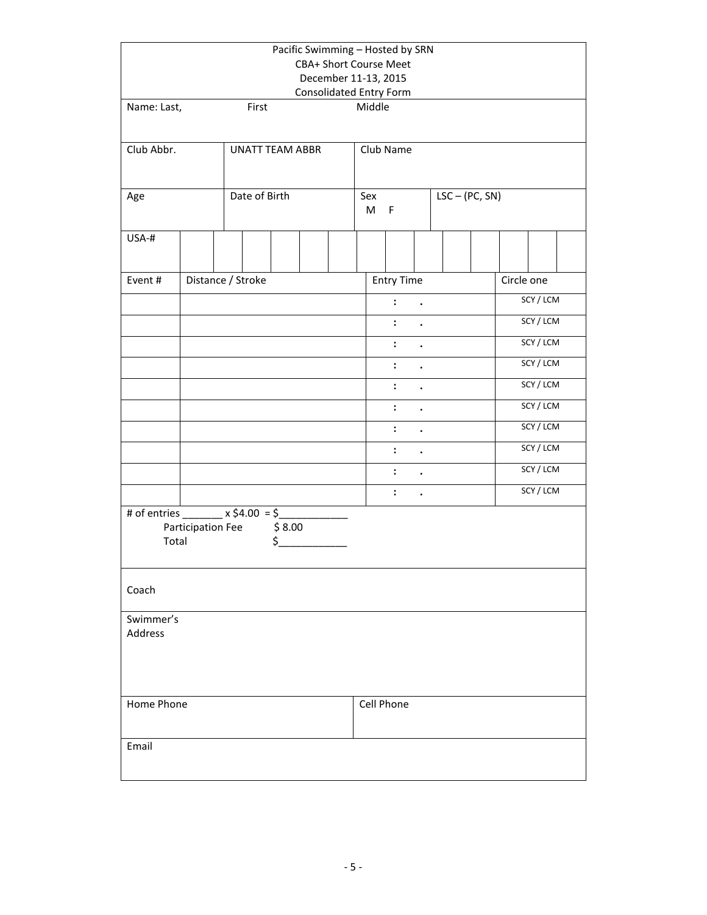Pacific Swimming – Hosted by SRN
CBA+ Short Course Meet
December 11-13, 2015
Consolidated Entry Form

| Name: Last, | First | Middle |
|---|---|---|
| | | |

| Club Abbr. | UNATT TEAM ABBR | Club Name |
|---|---|---|
| | | |

| Age | Date of Birth | Sex M F | LSC – (PC, SN) |
|---|---|---|---|
| | | | |

| USA-# | | | | | | | | | | | | | | |
|---|---|---|---|---|---|---|---|---|---|---|---|---|---|---|
| | | | | | | | | | | | | | | |

| Event # | Distance / Stroke | Entry Time | Circle one |
|---|---|---|---|
| | | : . | SCY / LCM |
| | | : . | SCY / LCM |
| | | : . | SCY / LCM |
| | | : . | SCY / LCM |
| | | : . | SCY / LCM |
| | | : . | SCY / LCM |
| | | : . | SCY / LCM |
| | | : . | SCY / LCM |
| | | : . | SCY / LCM |
| | | : . | SCY / LCM |

# of entries _______ x $4.00 = $____________
Participation Fee $ 8.00
Total $____________

Coach

Swimmer's Address

| Home Phone | Cell Phone |
|---|---|
| | |

Email